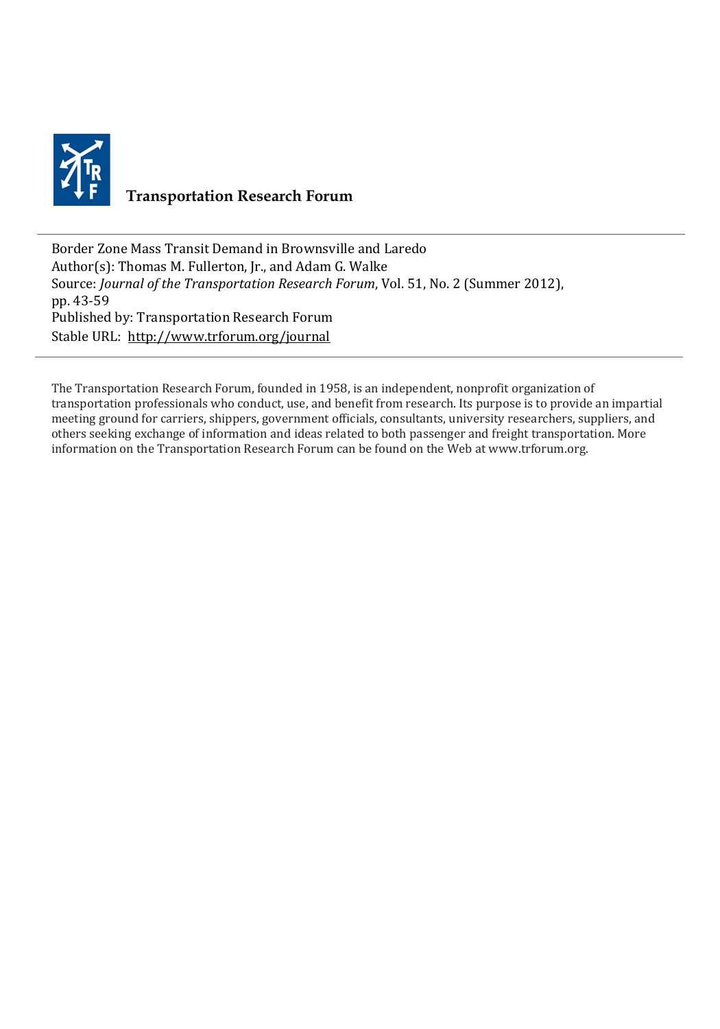**Transportation Research Forum**

---

Border Zone Mass Transit Demand in Brownsville and Laredo
Author(s): Thomas M. Fullerton, Jr., and Adam G. Walke
Source: *Journal of the Transportation Research Forum*, Vol. 51, No. 2 (Summer 2012), pp. 43-59
Published by: Transportation Research Forum
Stable URL: http://www.trforum.org/journal

---

The Transportation Research Forum, founded in 1958, is an independent, nonprofit organization of transportation professionals who conduct, use, and benefit from research. Its purpose is to provide an impartial meeting ground for carriers, shippers, government officials, consultants, university researchers, suppliers, and others seeking exchange of information and ideas related to both passenger and freight transportation. More information on the Transportation Research Forum can be found on the Web at www.trforum.org.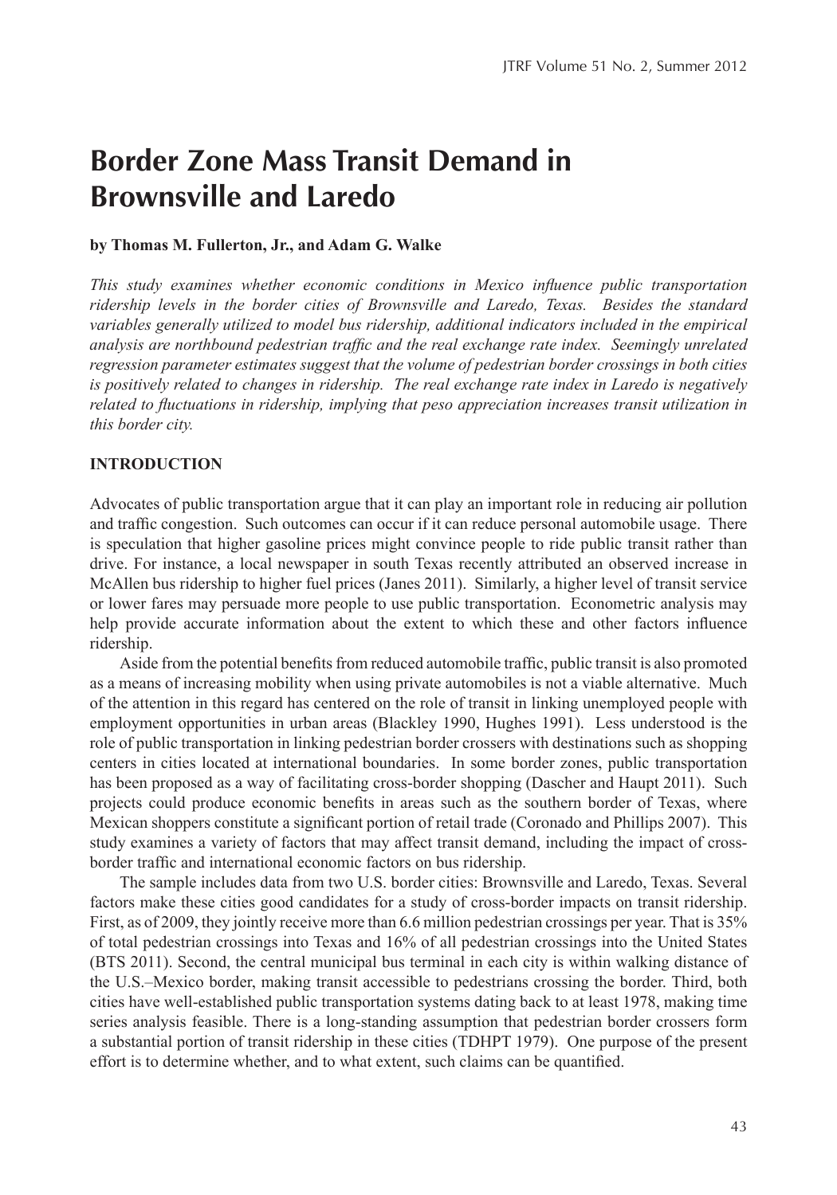# Border Zone Mass Transit Demand in Brownsville and Laredo

**by Thomas M. Fullerton, Jr., and Adam G. Walke**

*This study examines whether economic conditions in Mexico influence public transportation ridership levels in the border cities of Brownsville and Laredo, Texas. Besides the standard variables generally utilized to model bus ridership, additional indicators included in the empirical analysis are northbound pedestrian traffic and the real exchange rate index. Seemingly unrelated regression parameter estimates suggest that the volume of pedestrian border crossings in both cities is positively related to changes in ridership. The real exchange rate index in Laredo is negatively related to fluctuations in ridership, implying that peso appreciation increases transit utilization in this border city.*

## INTRODUCTION

Advocates of public transportation argue that it can play an important role in reducing air pollution and traffic congestion. Such outcomes can occur if it can reduce personal automobile usage. There is speculation that higher gasoline prices might convince people to ride public transit rather than drive. For instance, a local newspaper in south Texas recently attributed an observed increase in McAllen bus ridership to higher fuel prices (Janes 2011). Similarly, a higher level of transit service or lower fares may persuade more people to use public transportation. Econometric analysis may help provide accurate information about the extent to which these and other factors influence ridership.

Aside from the potential benefits from reduced automobile traffic, public transit is also promoted as a means of increasing mobility when using private automobiles is not a viable alternative. Much of the attention in this regard has centered on the role of transit in linking unemployed people with employment opportunities in urban areas (Blackley 1990, Hughes 1991). Less understood is the role of public transportation in linking pedestrian border crossers with destinations such as shopping centers in cities located at international boundaries. In some border zones, public transportation has been proposed as a way of facilitating cross-border shopping (Dascher and Haupt 2011). Such projects could produce economic benefits in areas such as the southern border of Texas, where Mexican shoppers constitute a significant portion of retail trade (Coronado and Phillips 2007). This study examines a variety of factors that may affect transit demand, including the impact of cross-border traffic and international economic factors on bus ridership.

The sample includes data from two U.S. border cities: Brownsville and Laredo, Texas. Several factors make these cities good candidates for a study of cross-border impacts on transit ridership. First, as of 2009, they jointly receive more than 6.6 million pedestrian crossings per year. That is 35% of total pedestrian crossings into Texas and 16% of all pedestrian crossings into the United States (BTS 2011). Second, the central municipal bus terminal in each city is within walking distance of the U.S.–Mexico border, making transit accessible to pedestrians crossing the border. Third, both cities have well-established public transportation systems dating back to at least 1978, making time series analysis feasible. There is a long-standing assumption that pedestrian border crossers form a substantial portion of transit ridership in these cities (TDHPT 1979). One purpose of the present effort is to determine whether, and to what extent, such claims can be quantified.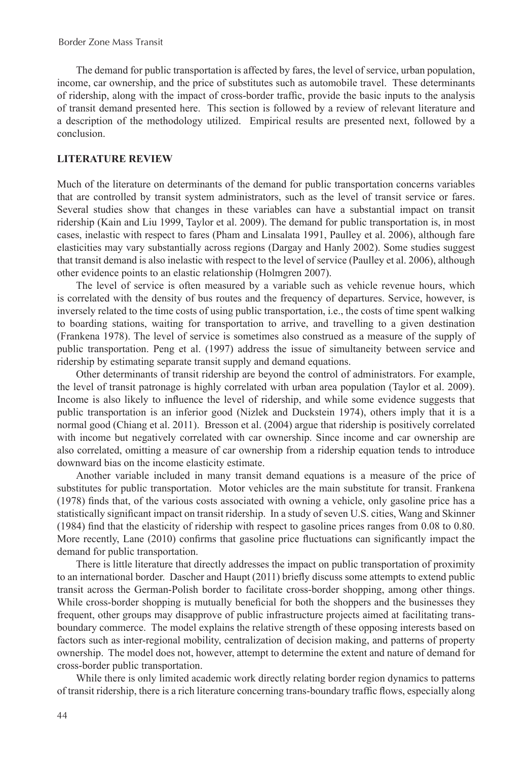The demand for public transportation is affected by fares, the level of service, urban population, income, car ownership, and the price of substitutes such as automobile travel. These determinants of ridership, along with the impact of cross-border traffic, provide the basic inputs to the analysis of transit demand presented here. This section is followed by a review of relevant literature and a description of the methodology utilized. Empirical results are presented next, followed by a conclusion.

## LITERATURE REVIEW

Much of the literature on determinants of the demand for public transportation concerns variables that are controlled by transit system administrators, such as the level of transit service or fares. Several studies show that changes in these variables can have a substantial impact on transit ridership (Kain and Liu 1999, Taylor et al. 2009). The demand for public transportation is, in most cases, inelastic with respect to fares (Pham and Linsalata 1991, Paulley et al. 2006), although fare elasticities may vary substantially across regions (Dargay and Hanly 2002). Some studies suggest that transit demand is also inelastic with respect to the level of service (Paulley et al. 2006), although other evidence points to an elastic relationship (Holmgren 2007).

The level of service is often measured by a variable such as vehicle revenue hours, which is correlated with the density of bus routes and the frequency of departures. Service, however, is inversely related to the time costs of using public transportation, i.e., the costs of time spent walking to boarding stations, waiting for transportation to arrive, and travelling to a given destination (Frankena 1978). The level of service is sometimes also construed as a measure of the supply of public transportation. Peng et al. (1997) address the issue of simultaneity between service and ridership by estimating separate transit supply and demand equations.

Other determinants of transit ridership are beyond the control of administrators. For example, the level of transit patronage is highly correlated with urban area population (Taylor et al. 2009). Income is also likely to influence the level of ridership, and while some evidence suggests that public transportation is an inferior good (Nizlek and Duckstein 1974), others imply that it is a normal good (Chiang et al. 2011). Bresson et al. (2004) argue that ridership is positively correlated with income but negatively correlated with car ownership. Since income and car ownership are also correlated, omitting a measure of car ownership from a ridership equation tends to introduce downward bias on the income elasticity estimate.

Another variable included in many transit demand equations is a measure of the price of substitutes for public transportation. Motor vehicles are the main substitute for transit. Frankena (1978) finds that, of the various costs associated with owning a vehicle, only gasoline price has a statistically significant impact on transit ridership. In a study of seven U.S. cities, Wang and Skinner (1984) find that the elasticity of ridership with respect to gasoline prices ranges from 0.08 to 0.80. More recently, Lane (2010) confirms that gasoline price fluctuations can significantly impact the demand for public transportation.

There is little literature that directly addresses the impact on public transportation of proximity to an international border. Dascher and Haupt (2011) briefly discuss some attempts to extend public transit across the German-Polish border to facilitate cross-border shopping, among other things. While cross-border shopping is mutually beneficial for both the shoppers and the businesses they frequent, other groups may disapprove of public infrastructure projects aimed at facilitating trans-boundary commerce. The model explains the relative strength of these opposing interests based on factors such as inter-regional mobility, centralization of decision making, and patterns of property ownership. The model does not, however, attempt to determine the extent and nature of demand for cross-border public transportation.

While there is only limited academic work directly relating border region dynamics to patterns of transit ridership, there is a rich literature concerning trans-boundary traffic flows, especially along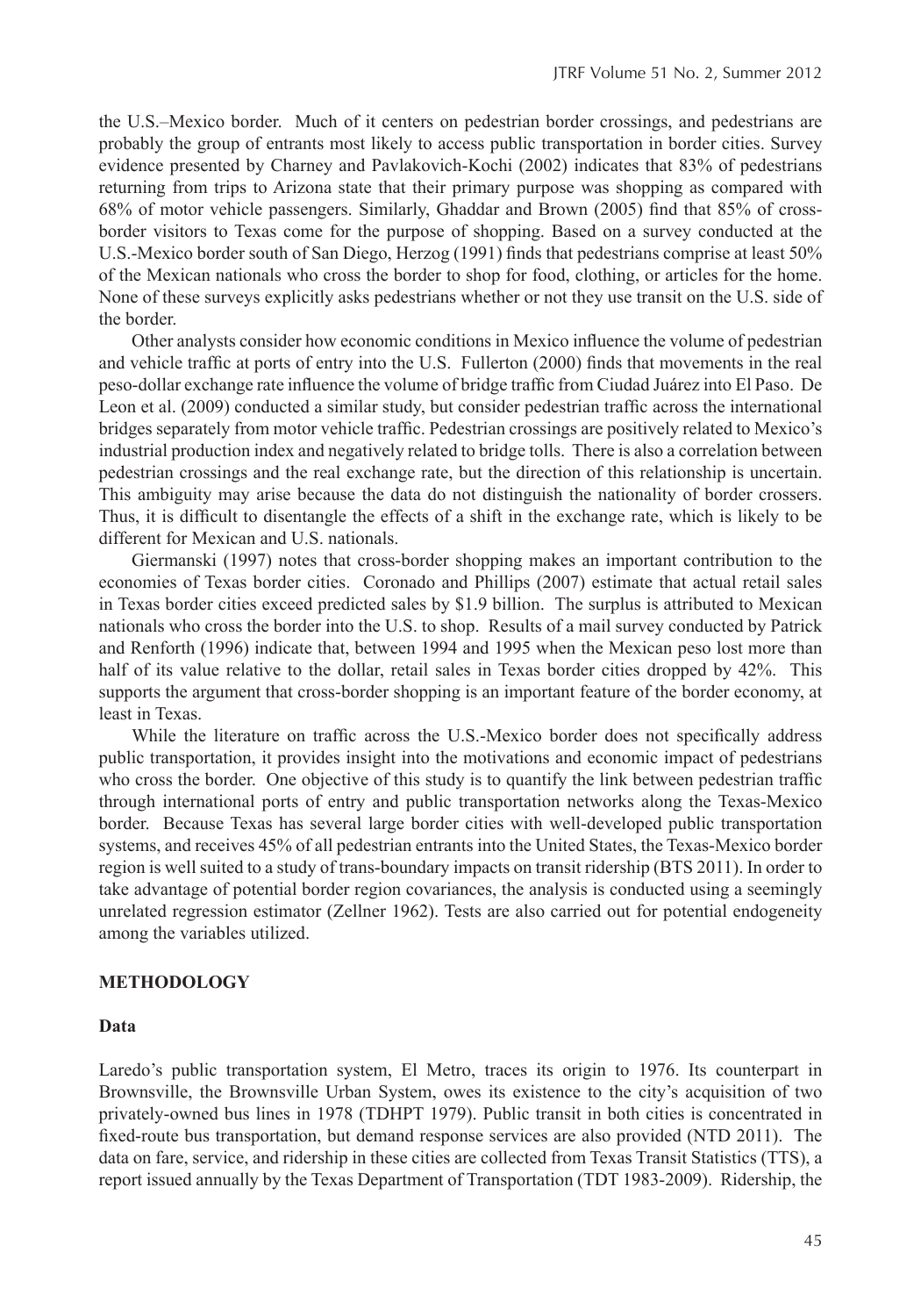the U.S.–Mexico border. Much of it centers on pedestrian border crossings, and pedestrians are probably the group of entrants most likely to access public transportation in border cities. Survey evidence presented by Charney and Pavlakovich-Kochi (2002) indicates that 83% of pedestrians returning from trips to Arizona state that their primary purpose was shopping as compared with 68% of motor vehicle passengers. Similarly, Ghaddar and Brown (2005) find that 85% of cross-border visitors to Texas come for the purpose of shopping. Based on a survey conducted at the U.S.-Mexico border south of San Diego, Herzog (1991) finds that pedestrians comprise at least 50% of the Mexican nationals who cross the border to shop for food, clothing, or articles for the home. None of these surveys explicitly asks pedestrians whether or not they use transit on the U.S. side of the border.

Other analysts consider how economic conditions in Mexico influence the volume of pedestrian and vehicle traffic at ports of entry into the U.S. Fullerton (2000) finds that movements in the real peso-dollar exchange rate influence the volume of bridge traffic from Ciudad Juárez into El Paso. De Leon et al. (2009) conducted a similar study, but consider pedestrian traffic across the international bridges separately from motor vehicle traffic. Pedestrian crossings are positively related to Mexico's industrial production index and negatively related to bridge tolls. There is also a correlation between pedestrian crossings and the real exchange rate, but the direction of this relationship is uncertain. This ambiguity may arise because the data do not distinguish the nationality of border crossers. Thus, it is difficult to disentangle the effects of a shift in the exchange rate, which is likely to be different for Mexican and U.S. nationals.

Giermanski (1997) notes that cross-border shopping makes an important contribution to the economies of Texas border cities. Coronado and Phillips (2007) estimate that actual retail sales in Texas border cities exceed predicted sales by \$1.9 billion. The surplus is attributed to Mexican nationals who cross the border into the U.S. to shop. Results of a mail survey conducted by Patrick and Renforth (1996) indicate that, between 1994 and 1995 when the Mexican peso lost more than half of its value relative to the dollar, retail sales in Texas border cities dropped by 42%. This supports the argument that cross-border shopping is an important feature of the border economy, at least in Texas.

While the literature on traffic across the U.S.-Mexico border does not specifically address public transportation, it provides insight into the motivations and economic impact of pedestrians who cross the border. One objective of this study is to quantify the link between pedestrian traffic through international ports of entry and public transportation networks along the Texas-Mexico border. Because Texas has several large border cities with well-developed public transportation systems, and receives 45% of all pedestrian entrants into the United States, the Texas-Mexico border region is well suited to a study of trans-boundary impacts on transit ridership (BTS 2011). In order to take advantage of potential border region covariances, the analysis is conducted using a seemingly unrelated regression estimator (Zellner 1962). Tests are also carried out for potential endogeneity among the variables utilized.

## METHODOLOGY

### Data

Laredo's public transportation system, El Metro, traces its origin to 1976. Its counterpart in Brownsville, the Brownsville Urban System, owes its existence to the city's acquisition of two privately-owned bus lines in 1978 (TDHPT 1979). Public transit in both cities is concentrated in fixed-route bus transportation, but demand response services are also provided (NTD 2011). The data on fare, service, and ridership in these cities are collected from Texas Transit Statistics (TTS), a report issued annually by the Texas Department of Transportation (TDT 1983-2009). Ridership, the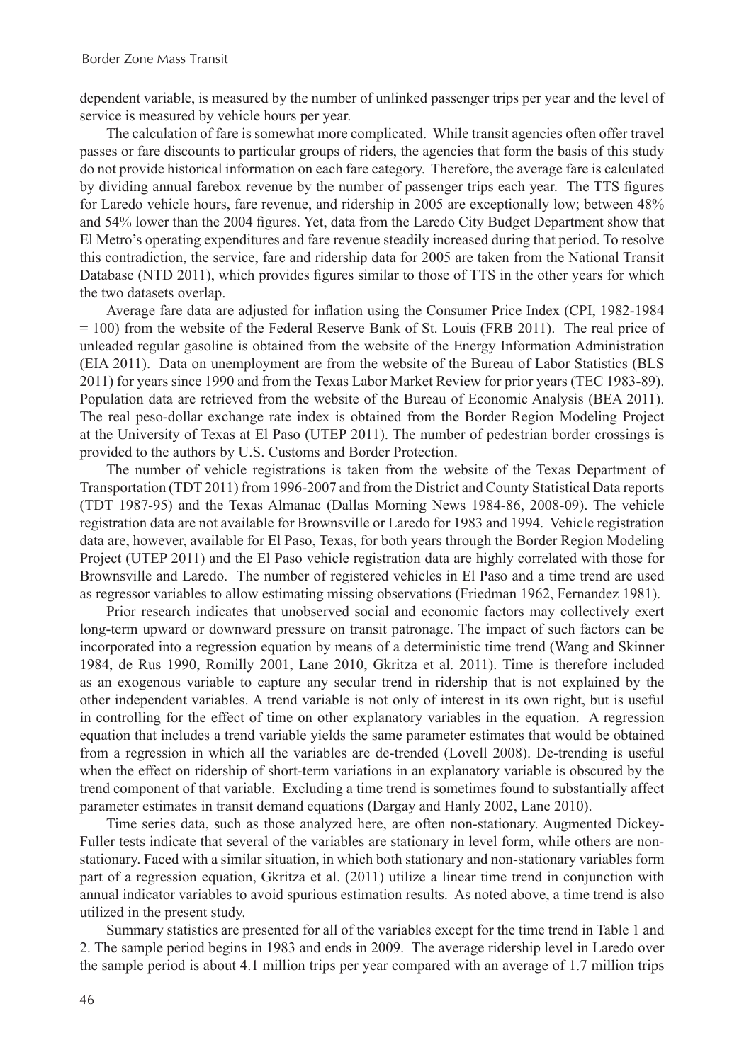dependent variable, is measured by the number of unlinked passenger trips per year and the level of service is measured by vehicle hours per year.

The calculation of fare is somewhat more complicated. While transit agencies often offer travel passes or fare discounts to particular groups of riders, the agencies that form the basis of this study do not provide historical information on each fare category. Therefore, the average fare is calculated by dividing annual farebox revenue by the number of passenger trips each year. The TTS figures for Laredo vehicle hours, fare revenue, and ridership in 2005 are exceptionally low; between 48% and 54% lower than the 2004 figures. Yet, data from the Laredo City Budget Department show that El Metro's operating expenditures and fare revenue steadily increased during that period. To resolve this contradiction, the service, fare and ridership data for 2005 are taken from the National Transit Database (NTD 2011), which provides figures similar to those of TTS in the other years for which the two datasets overlap.

Average fare data are adjusted for inflation using the Consumer Price Index (CPI, 1982-1984 = 100) from the website of the Federal Reserve Bank of St. Louis (FRB 2011). The real price of unleaded regular gasoline is obtained from the website of the Energy Information Administration (EIA 2011). Data on unemployment are from the website of the Bureau of Labor Statistics (BLS 2011) for years since 1990 and from the Texas Labor Market Review for prior years (TEC 1983-89). Population data are retrieved from the website of the Bureau of Economic Analysis (BEA 2011). The real peso-dollar exchange rate index is obtained from the Border Region Modeling Project at the University of Texas at El Paso (UTEP 2011). The number of pedestrian border crossings is provided to the authors by U.S. Customs and Border Protection.

The number of vehicle registrations is taken from the website of the Texas Department of Transportation (TDT 2011) from 1996-2007 and from the District and County Statistical Data reports (TDT 1987-95) and the Texas Almanac (Dallas Morning News 1984-86, 2008-09). The vehicle registration data are not available for Brownsville or Laredo for 1983 and 1994. Vehicle registration data are, however, available for El Paso, Texas, for both years through the Border Region Modeling Project (UTEP 2011) and the El Paso vehicle registration data are highly correlated with those for Brownsville and Laredo. The number of registered vehicles in El Paso and a time trend are used as regressor variables to allow estimating missing observations (Friedman 1962, Fernandez 1981).

Prior research indicates that unobserved social and economic factors may collectively exert long-term upward or downward pressure on transit patronage. The impact of such factors can be incorporated into a regression equation by means of a deterministic time trend (Wang and Skinner 1984, de Rus 1990, Romilly 2001, Lane 2010, Gkritza et al. 2011). Time is therefore included as an exogenous variable to capture any secular trend in ridership that is not explained by the other independent variables. A trend variable is not only of interest in its own right, but is useful in controlling for the effect of time on other explanatory variables in the equation. A regression equation that includes a trend variable yields the same parameter estimates that would be obtained from a regression in which all the variables are de-trended (Lovell 2008). De-trending is useful when the effect on ridership of short-term variations in an explanatory variable is obscured by the trend component of that variable. Excluding a time trend is sometimes found to substantially affect parameter estimates in transit demand equations (Dargay and Hanly 2002, Lane 2010).

Time series data, such as those analyzed here, are often non-stationary. Augmented Dickey-Fuller tests indicate that several of the variables are stationary in level form, while others are non-stationary. Faced with a similar situation, in which both stationary and non-stationary variables form part of a regression equation, Gkritza et al. (2011) utilize a linear time trend in conjunction with annual indicator variables to avoid spurious estimation results. As noted above, a time trend is also utilized in the present study.

Summary statistics are presented for all of the variables except for the time trend in Table 1 and 2. The sample period begins in 1983 and ends in 2009. The average ridership level in Laredo over the sample period is about 4.1 million trips per year compared with an average of 1.7 million trips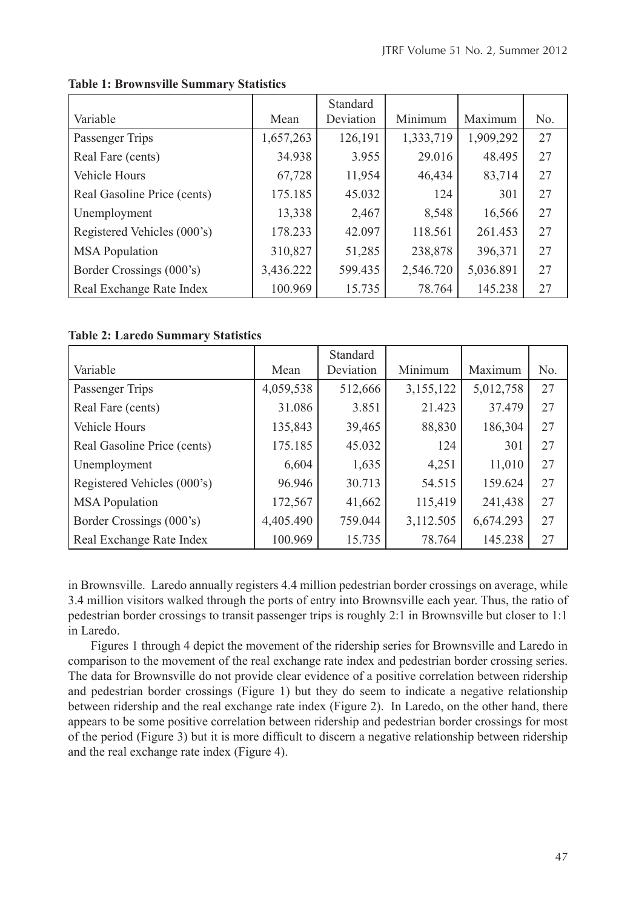**Table 1: Brownsville Summary Statistics**

| Variable | Mean | Standard Deviation | Minimum | Maximum | No. |
|---|---|---|---|---|---|
| Passenger Trips | 1,657,263 | 126,191 | 1,333,719 | 1,909,292 | 27 |
| Real Fare (cents) | 34.938 | 3.955 | 29.016 | 48.495 | 27 |
| Vehicle Hours | 67,728 | 11,954 | 46,434 | 83,714 | 27 |
| Real Gasoline Price (cents) | 175.185 | 45.032 | 124 | 301 | 27 |
| Unemployment | 13,338 | 2,467 | 8,548 | 16,566 | 27 |
| Registered Vehicles (000's) | 178.233 | 42.097 | 118.561 | 261.453 | 27 |
| MSA Population | 310,827 | 51,285 | 238,878 | 396,371 | 27 |
| Border Crossings (000's) | 3,436.222 | 599.435 | 2,546.720 | 5,036.891 | 27 |
| Real Exchange Rate Index | 100.969 | 15.735 | 78.764 | 145.238 | 27 |

**Table 2: Laredo Summary Statistics**

| Variable | Mean | Standard Deviation | Minimum | Maximum | No. |
|---|---|---|---|---|---|
| Passenger Trips | 4,059,538 | 512,666 | 3,155,122 | 5,012,758 | 27 |
| Real Fare (cents) | 31.086 | 3.851 | 21.423 | 37.479 | 27 |
| Vehicle Hours | 135,843 | 39,465 | 88,830 | 186,304 | 27 |
| Real Gasoline Price (cents) | 175.185 | 45.032 | 124 | 301 | 27 |
| Unemployment | 6,604 | 1,635 | 4,251 | 11,010 | 27 |
| Registered Vehicles (000's) | 96.946 | 30.713 | 54.515 | 159.624 | 27 |
| MSA Population | 172,567 | 41,662 | 115,419 | 241,438 | 27 |
| Border Crossings (000's) | 4,405.490 | 759.044 | 3,112.505 | 6,674.293 | 27 |
| Real Exchange Rate Index | 100.969 | 15.735 | 78.764 | 145.238 | 27 |

in Brownsville. Laredo annually registers 4.4 million pedestrian border crossings on average, while 3.4 million visitors walked through the ports of entry into Brownsville each year. Thus, the ratio of pedestrian border crossings to transit passenger trips is roughly 2:1 in Brownsville but closer to 1:1 in Laredo.

Figures 1 through 4 depict the movement of the ridership series for Brownsville and Laredo in comparison to the movement of the real exchange rate index and pedestrian border crossing series. The data for Brownsville do not provide clear evidence of a positive correlation between ridership and pedestrian border crossings (Figure 1) but they do seem to indicate a negative relationship between ridership and the real exchange rate index (Figure 2). In Laredo, on the other hand, there appears to be some positive correlation between ridership and pedestrian border crossings for most of the period (Figure 3) but it is more difficult to discern a negative relationship between ridership and the real exchange rate index (Figure 4).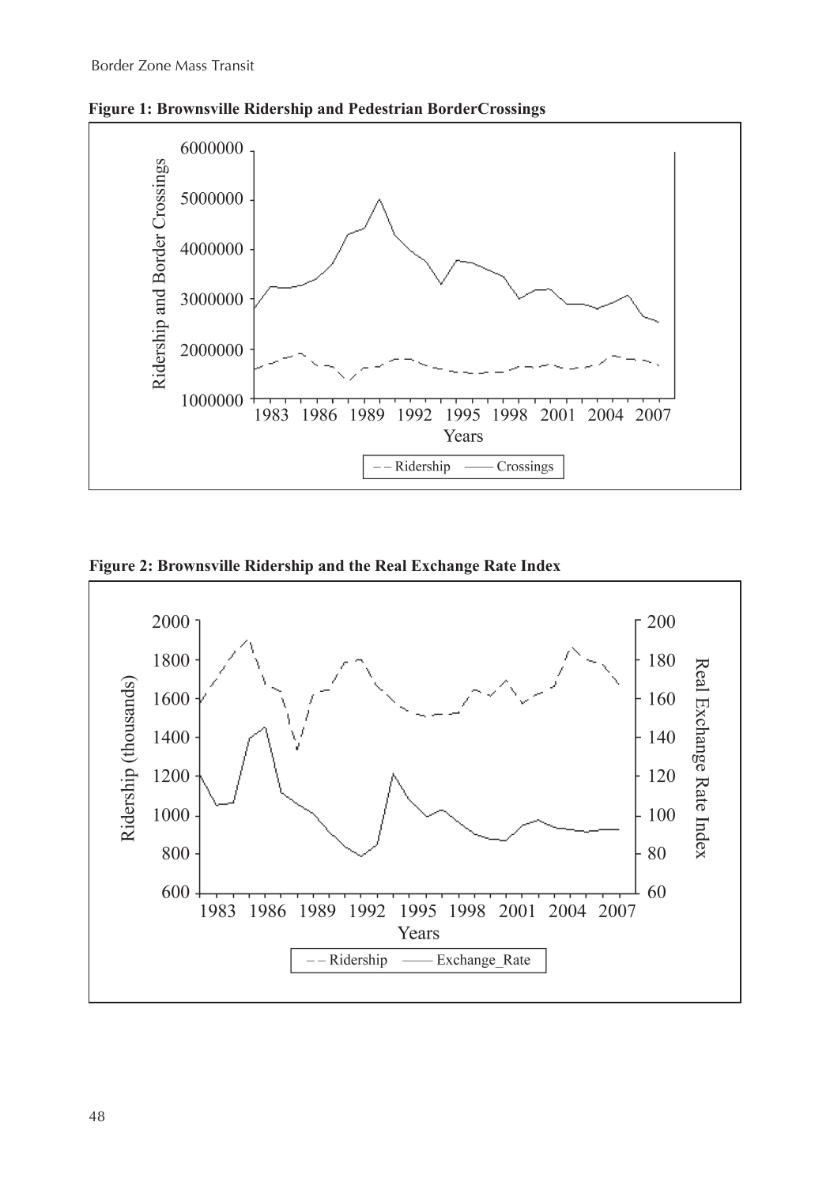**Figure 1: Brownsville Ridership and Pedestrian BorderCrossings**

**Figure 2: Brownsville Ridership and the Real Exchange Rate Index**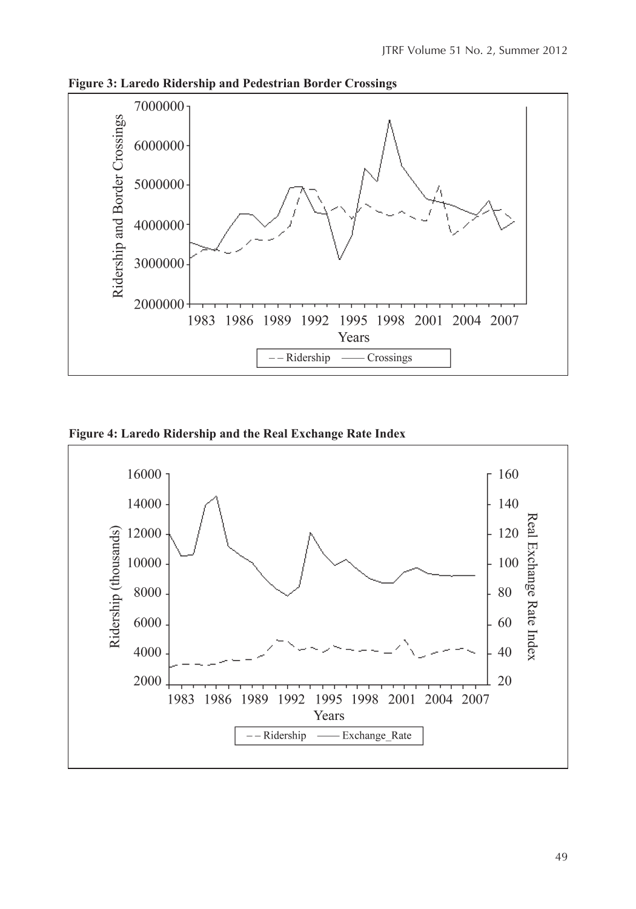**Figure 3: Laredo Ridership and Pedestrian Border Crossings**

**Figure 4: Laredo Ridership and the Real Exchange Rate Index**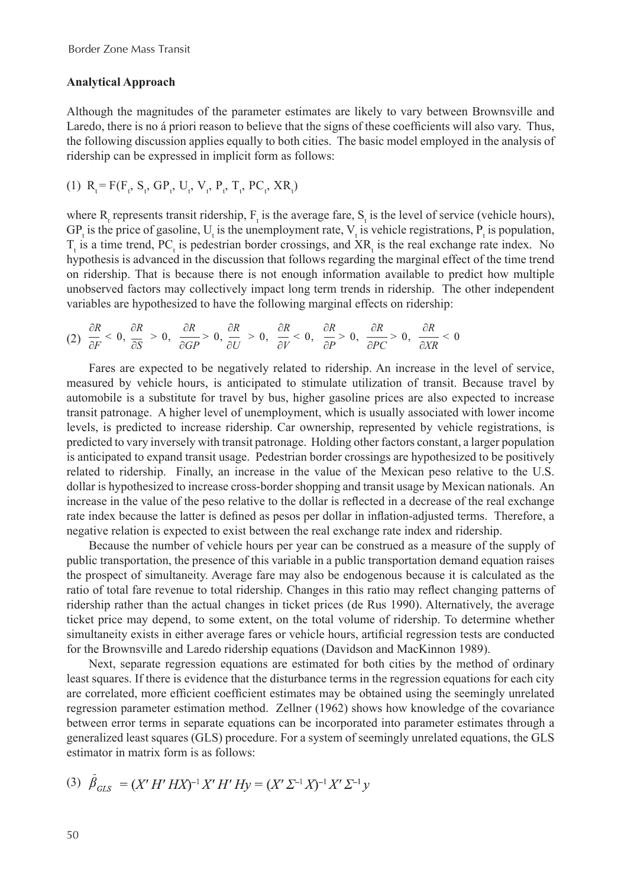### Analytical Approach

Although the magnitudes of the parameter estimates are likely to vary between Brownsville and Laredo, there is no á priori reason to believe that the signs of these coefficients will also vary. Thus, the following discussion applies equally to both cities. The basic model employed in the analysis of ridership can be expressed in implicit form as follows:

$$(1)\ \ R_t = F(F_t, S_t, GP_t, U_t, V_t, P_t, T_t, PC_t, XR_t)$$

where $R_t$ represents transit ridership, $F_t$ is the average fare, $S_t$ is the level of service (vehicle hours), $GP_t$ is the price of gasoline, $U_t$ is the unemployment rate, $V_t$ is vehicle registrations, $P_t$ is population, $T_t$ is a time trend, $PC_t$ is pedestrian border crossings, and $XR_t$ is the real exchange rate index. No hypothesis is advanced in the discussion that follows regarding the marginal effect of the time trend on ridership. That is because there is not enough information available to predict how multiple unobserved factors may collectively impact long term trends in ridership. The other independent variables are hypothesized to have the following marginal effects on ridership:

$$(2)\ \ \frac{\partial R}{\partial F} < 0,\ \frac{\partial R}{\partial S} > 0,\ \frac{\partial R}{\partial GP} > 0,\ \frac{\partial R}{\partial U} > 0,\ \frac{\partial R}{\partial V} < 0,\ \frac{\partial R}{\partial P} > 0,\ \frac{\partial R}{\partial PC} > 0,\ \frac{\partial R}{\partial XR} < 0$$

Fares are expected to be negatively related to ridership. An increase in the level of service, measured by vehicle hours, is anticipated to stimulate utilization of transit. Because travel by automobile is a substitute for travel by bus, higher gasoline prices are also expected to increase transit patronage. A higher level of unemployment, which is usually associated with lower income levels, is predicted to increase ridership. Car ownership, represented by vehicle registrations, is predicted to vary inversely with transit patronage. Holding other factors constant, a larger population is anticipated to expand transit usage. Pedestrian border crossings are hypothesized to be positively related to ridership. Finally, an increase in the value of the Mexican peso relative to the U.S. dollar is hypothesized to increase cross-border shopping and transit usage by Mexican nationals. An increase in the value of the peso relative to the dollar is reflected in a decrease of the real exchange rate index because the latter is defined as pesos per dollar in inflation-adjusted terms. Therefore, a negative relation is expected to exist between the real exchange rate index and ridership.

Because the number of vehicle hours per year can be construed as a measure of the supply of public transportation, the presence of this variable in a public transportation demand equation raises the prospect of simultaneity. Average fare may also be endogenous because it is calculated as the ratio of total fare revenue to total ridership. Changes in this ratio may reflect changing patterns of ridership rather than the actual changes in ticket prices (de Rus 1990). Alternatively, the average ticket price may depend, to some extent, on the total volume of ridership. To determine whether simultaneity exists in either average fares or vehicle hours, artificial regression tests are conducted for the Brownsville and Laredo ridership equations (Davidson and MacKinnon 1989).

Next, separate regression equations are estimated for both cities by the method of ordinary least squares. If there is evidence that the disturbance terms in the regression equations for each city are correlated, more efficient coefficient estimates may be obtained using the seemingly unrelated regression parameter estimation method. Zellner (1962) shows how knowledge of the covariance between error terms in separate equations can be incorporated into parameter estimates through a generalized least squares (GLS) procedure. For a system of seemingly unrelated equations, the GLS estimator in matrix form is as follows:

$$(3)\ \ \hat{\beta}_{GLS} = (X'H'HX)^{-1}X'H'Hy = (X'\Sigma^{-1}X)^{-1}X'\Sigma^{-1}y$$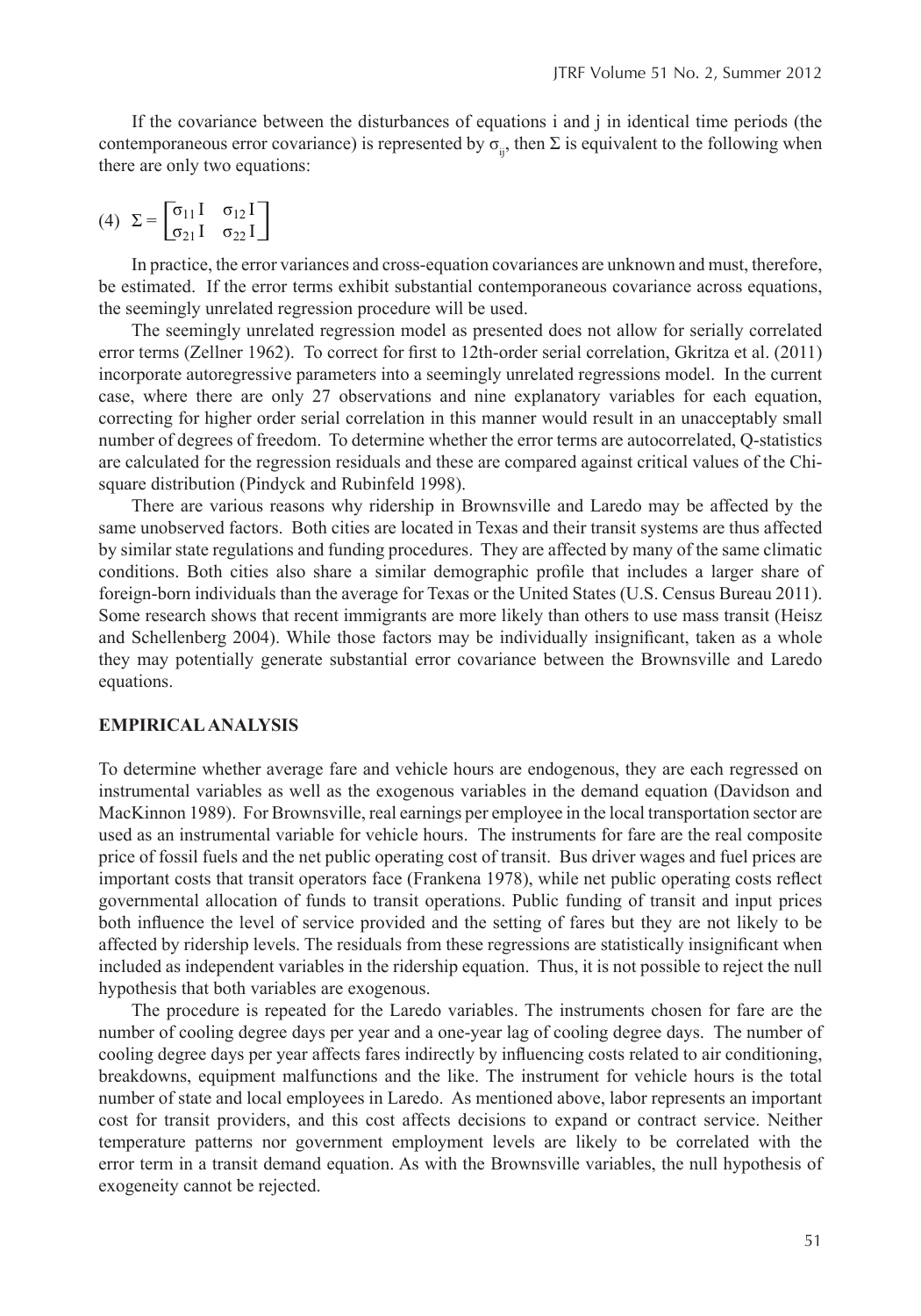If the covariance between the disturbances of equations i and j in identical time periods (the contemporaneous error covariance) is represented by $\sigma_{ij}$, then $\Sigma$ is equivalent to the following when there are only two equations:

$$(4)\quad \Sigma = \begin{bmatrix} \sigma_{11} I & \sigma_{12} I \\ \sigma_{21} I & \sigma_{22} I \end{bmatrix}$$

In practice, the error variances and cross-equation covariances are unknown and must, therefore, be estimated. If the error terms exhibit substantial contemporaneous covariance across equations, the seemingly unrelated regression procedure will be used.

The seemingly unrelated regression model as presented does not allow for serially correlated error terms (Zellner 1962). To correct for first to 12th-order serial correlation, Gkritza et al. (2011) incorporate autoregressive parameters into a seemingly unrelated regressions model. In the current case, where there are only 27 observations and nine explanatory variables for each equation, correcting for higher order serial correlation in this manner would result in an unacceptably small number of degrees of freedom. To determine whether the error terms are autocorrelated, Q-statistics are calculated for the regression residuals and these are compared against critical values of the Chi-square distribution (Pindyck and Rubinfeld 1998).

There are various reasons why ridership in Brownsville and Laredo may be affected by the same unobserved factors. Both cities are located in Texas and their transit systems are thus affected by similar state regulations and funding procedures. They are affected by many of the same climatic conditions. Both cities also share a similar demographic profile that includes a larger share of foreign-born individuals than the average for Texas or the United States (U.S. Census Bureau 2011). Some research shows that recent immigrants are more likely than others to use mass transit (Heisz and Schellenberg 2004). While those factors may be individually insignificant, taken as a whole they may potentially generate substantial error covariance between the Brownsville and Laredo equations.

## EMPIRICAL ANALYSIS

To determine whether average fare and vehicle hours are endogenous, they are each regressed on instrumental variables as well as the exogenous variables in the demand equation (Davidson and MacKinnon 1989). For Brownsville, real earnings per employee in the local transportation sector are used as an instrumental variable for vehicle hours. The instruments for fare are the real composite price of fossil fuels and the net public operating cost of transit. Bus driver wages and fuel prices are important costs that transit operators face (Frankena 1978), while net public operating costs reflect governmental allocation of funds to transit operations. Public funding of transit and input prices both influence the level of service provided and the setting of fares but they are not likely to be affected by ridership levels. The residuals from these regressions are statistically insignificant when included as independent variables in the ridership equation. Thus, it is not possible to reject the null hypothesis that both variables are exogenous.

The procedure is repeated for the Laredo variables. The instruments chosen for fare are the number of cooling degree days per year and a one-year lag of cooling degree days. The number of cooling degree days per year affects fares indirectly by influencing costs related to air conditioning, breakdowns, equipment malfunctions and the like. The instrument for vehicle hours is the total number of state and local employees in Laredo. As mentioned above, labor represents an important cost for transit providers, and this cost affects decisions to expand or contract service. Neither temperature patterns nor government employment levels are likely to be correlated with the error term in a transit demand equation. As with the Brownsville variables, the null hypothesis of exogeneity cannot be rejected.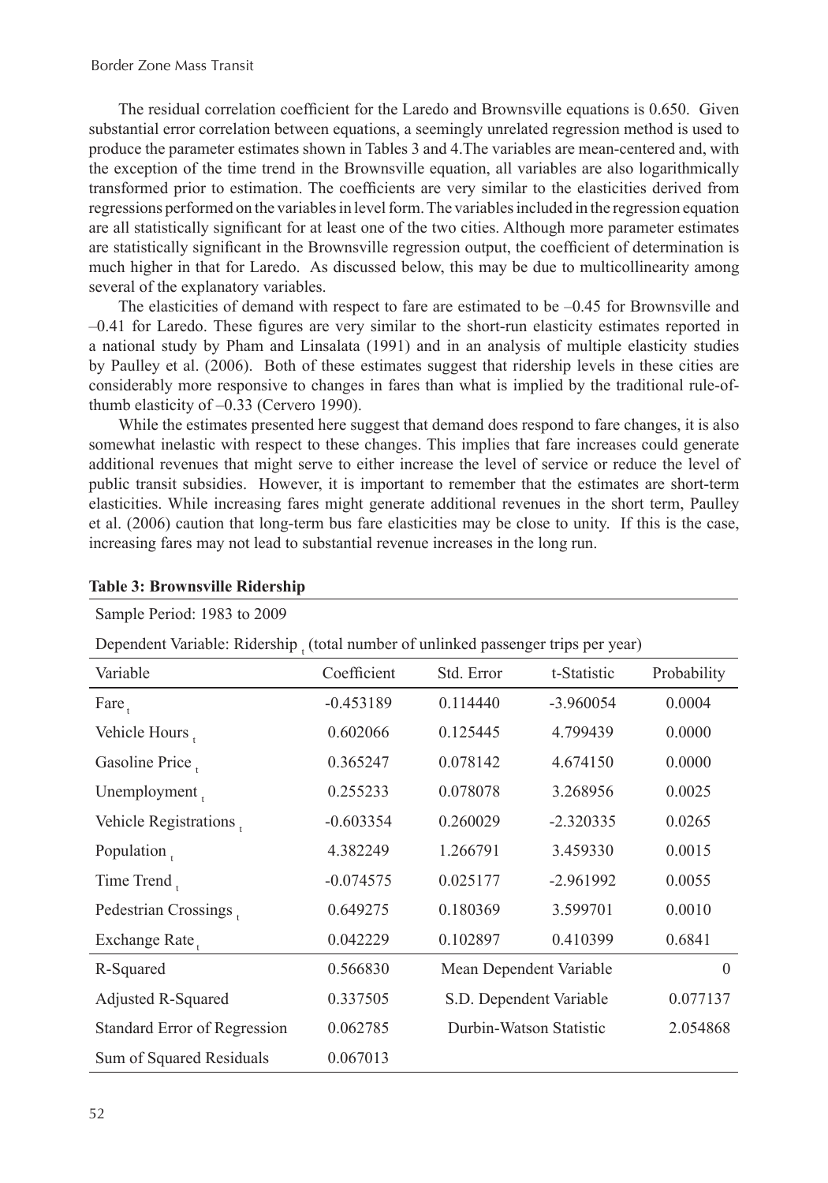The residual correlation coefficient for the Laredo and Brownsville equations is 0.650. Given substantial error correlation between equations, a seemingly unrelated regression method is used to produce the parameter estimates shown in Tables 3 and 4.The variables are mean-centered and, with the exception of the time trend in the Brownsville equation, all variables are also logarithmically transformed prior to estimation. The coefficients are very similar to the elasticities derived from regressions performed on the variables in level form. The variables included in the regression equation are all statistically significant for at least one of the two cities. Although more parameter estimates are statistically significant in the Brownsville regression output, the coefficient of determination is much higher in that for Laredo. As discussed below, this may be due to multicollinearity among several of the explanatory variables.

The elasticities of demand with respect to fare are estimated to be –0.45 for Brownsville and –0.41 for Laredo. These figures are very similar to the short-run elasticity estimates reported in a national study by Pham and Linsalata (1991) and in an analysis of multiple elasticity studies by Paulley et al. (2006). Both of these estimates suggest that ridership levels in these cities are considerably more responsive to changes in fares than what is implied by the traditional rule-of-thumb elasticity of –0.33 (Cervero 1990).

While the estimates presented here suggest that demand does respond to fare changes, it is also somewhat inelastic with respect to these changes. This implies that fare increases could generate additional revenues that might serve to either increase the level of service or reduce the level of public transit subsidies. However, it is important to remember that the estimates are short-term elasticities. While increasing fares might generate additional revenues in the short term, Paulley et al. (2006) caution that long-term bus fare elasticities may be close to unity. If this is the case, increasing fares may not lead to substantial revenue increases in the long run.

**Table 3: Brownsville Ridership**

Sample Period: 1983 to 2009

Dependent Variable: $\text{Ridership}_t$ (total number of unlinked passenger trips per year)

| Variable | Coefficient | Std. Error | t-Statistic | Probability |
|---|---|---|---|---|
| $\text{Fare}_t$ | -0.453189 | 0.114440 | -3.960054 | 0.0004 |
| $\text{Vehicle Hours}_t$ | 0.602066 | 0.125445 | 4.799439 | 0.0000 |
| $\text{Gasoline Price}_t$ | 0.365247 | 0.078142 | 4.674150 | 0.0000 |
| $\text{Unemployment}_t$ | 0.255233 | 0.078078 | 3.268956 | 0.0025 |
| $\text{Vehicle Registrations}_t$ | -0.603354 | 0.260029 | -2.320335 | 0.0265 |
| $\text{Population}_t$ | 4.382249 | 1.266791 | 3.459330 | 0.0015 |
| $\text{Time Trend}_t$ | -0.074575 | 0.025177 | -2.961992 | 0.0055 |
| $\text{Pedestrian Crossings}_t$ | 0.649275 | 0.180369 | 3.599701 | 0.0010 |
| $\text{Exchange Rate}_t$ | 0.042229 | 0.102897 | 0.410399 | 0.6841 |
| R-Squared | 0.566830 | Mean Dependent Variable | | 0 |
| Adjusted R-Squared | 0.337505 | S.D. Dependent Variable | | 0.077137 |
| Standard Error of Regression | 0.062785 | Durbin-Watson Statistic | | 2.054868 |
| Sum of Squared Residuals | 0.067013 | | | |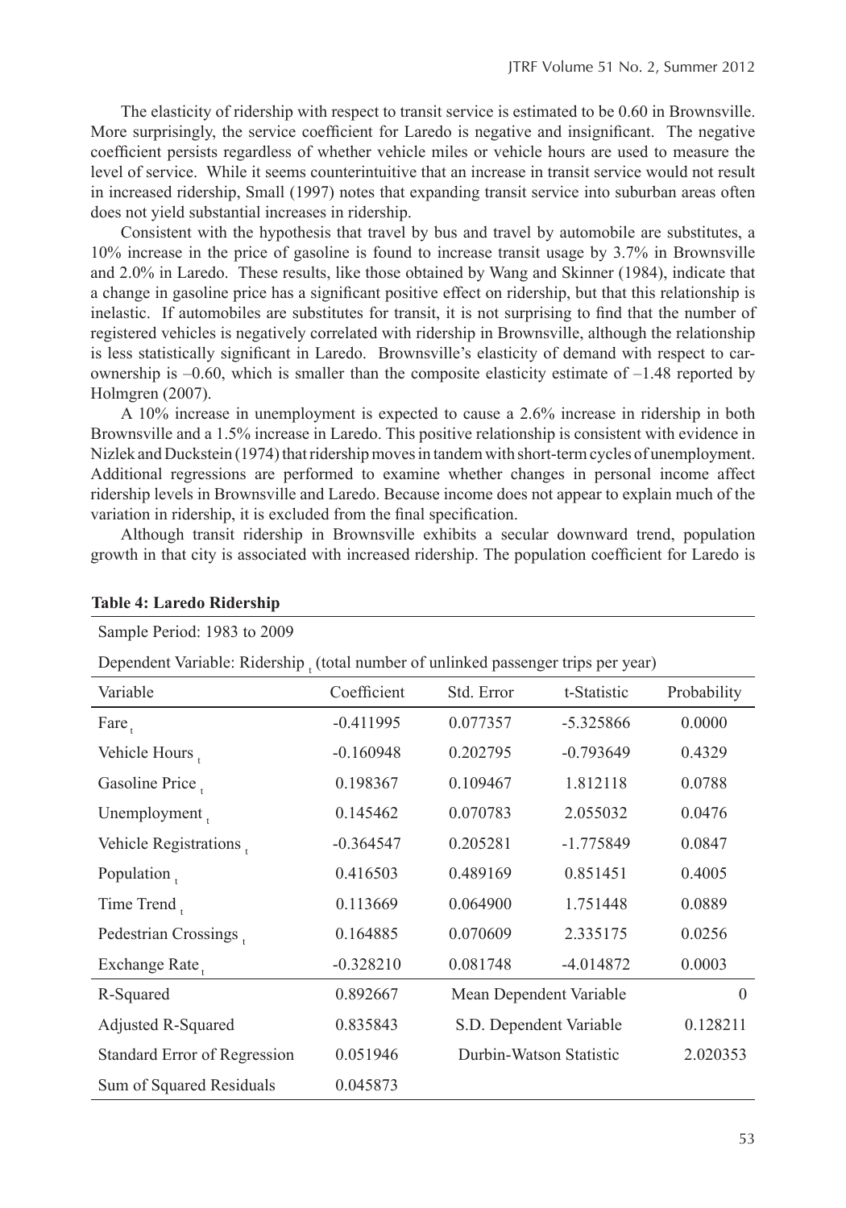The elasticity of ridership with respect to transit service is estimated to be 0.60 in Brownsville. More surprisingly, the service coefficient for Laredo is negative and insignificant. The negative coefficient persists regardless of whether vehicle miles or vehicle hours are used to measure the level of service. While it seems counterintuitive that an increase in transit service would not result in increased ridership, Small (1997) notes that expanding transit service into suburban areas often does not yield substantial increases in ridership.

Consistent with the hypothesis that travel by bus and travel by automobile are substitutes, a 10% increase in the price of gasoline is found to increase transit usage by 3.7% in Brownsville and 2.0% in Laredo. These results, like those obtained by Wang and Skinner (1984), indicate that a change in gasoline price has a significant positive effect on ridership, but that this relationship is inelastic. If automobiles are substitutes for transit, it is not surprising to find that the number of registered vehicles is negatively correlated with ridership in Brownsville, although the relationship is less statistically significant in Laredo. Brownsville's elasticity of demand with respect to car-ownership is –0.60, which is smaller than the composite elasticity estimate of –1.48 reported by Holmgren (2007).

A 10% increase in unemployment is expected to cause a 2.6% increase in ridership in both Brownsville and a 1.5% increase in Laredo. This positive relationship is consistent with evidence in Nizlek and Duckstein (1974) that ridership moves in tandem with short-term cycles of unemployment. Additional regressions are performed to examine whether changes in personal income affect ridership levels in Brownsville and Laredo. Because income does not appear to explain much of the variation in ridership, it is excluded from the final specification.

Although transit ridership in Brownsville exhibits a secular downward trend, population growth in that city is associated with increased ridership. The population coefficient for Laredo is

**Table 4: Laredo Ridership**

Sample Period: 1983 to 2009

Dependent Variable: Ridership $_t$ (total number of unlinked passenger trips per year)

| Variable | Coefficient | Std. Error | t-Statistic | Probability |
|---|---|---|---|---|
| Fare $_t$ | -0.411995 | 0.077357 | -5.325866 | 0.0000 |
| Vehicle Hours $_t$ | -0.160948 | 0.202795 | -0.793649 | 0.4329 |
| Gasoline Price $_t$ | 0.198367 | 0.109467 | 1.812118 | 0.0788 |
| Unemployment $_t$ | 0.145462 | 0.070783 | 2.055032 | 0.0476 |
| Vehicle Registrations $_t$ | -0.364547 | 0.205281 | -1.775849 | 0.0847 |
| Population $_t$ | 0.416503 | 0.489169 | 0.851451 | 0.4005 |
| Time Trend $_t$ | 0.113669 | 0.064900 | 1.751448 | 0.0889 |
| Pedestrian Crossings $_t$ | 0.164885 | 0.070609 | 2.335175 | 0.0256 |
| Exchange Rate $_t$ | -0.328210 | 0.081748 | -4.014872 | 0.0003 |
| R-Squared | 0.892667 | Mean Dependent Variable | | 0 |
| Adjusted R-Squared | 0.835843 | S.D. Dependent Variable | | 0.128211 |
| Standard Error of Regression | 0.051946 | Durbin-Watson Statistic | | 2.020353 |
| Sum of Squared Residuals | 0.045873 | | | |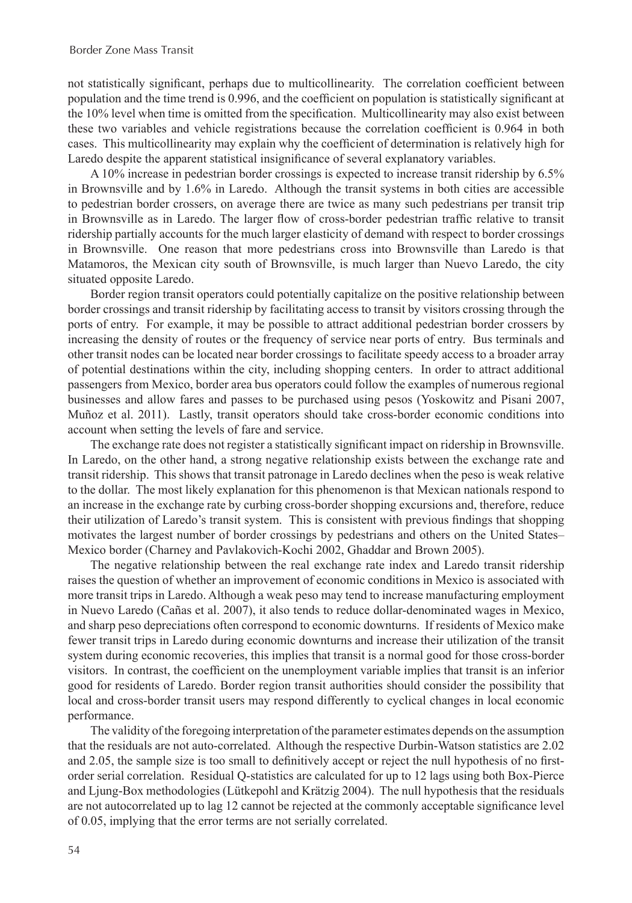not statistically significant, perhaps due to multicollinearity. The correlation coefficient between population and the time trend is 0.996, and the coefficient on population is statistically significant at the 10% level when time is omitted from the specification. Multicollinearity may also exist between these two variables and vehicle registrations because the correlation coefficient is 0.964 in both cases. This multicollinearity may explain why the coefficient of determination is relatively high for Laredo despite the apparent statistical insignificance of several explanatory variables.

A 10% increase in pedestrian border crossings is expected to increase transit ridership by 6.5% in Brownsville and by 1.6% in Laredo. Although the transit systems in both cities are accessible to pedestrian border crossers, on average there are twice as many such pedestrians per transit trip in Brownsville as in Laredo. The larger flow of cross-border pedestrian traffic relative to transit ridership partially accounts for the much larger elasticity of demand with respect to border crossings in Brownsville. One reason that more pedestrians cross into Brownsville than Laredo is that Matamoros, the Mexican city south of Brownsville, is much larger than Nuevo Laredo, the city situated opposite Laredo.

Border region transit operators could potentially capitalize on the positive relationship between border crossings and transit ridership by facilitating access to transit by visitors crossing through the ports of entry. For example, it may be possible to attract additional pedestrian border crossers by increasing the density of routes or the frequency of service near ports of entry. Bus terminals and other transit nodes can be located near border crossings to facilitate speedy access to a broader array of potential destinations within the city, including shopping centers. In order to attract additional passengers from Mexico, border area bus operators could follow the examples of numerous regional businesses and allow fares and passes to be purchased using pesos (Yoskowitz and Pisani 2007, Muñoz et al. 2011). Lastly, transit operators should take cross-border economic conditions into account when setting the levels of fare and service.

The exchange rate does not register a statistically significant impact on ridership in Brownsville. In Laredo, on the other hand, a strong negative relationship exists between the exchange rate and transit ridership. This shows that transit patronage in Laredo declines when the peso is weak relative to the dollar. The most likely explanation for this phenomenon is that Mexican nationals respond to an increase in the exchange rate by curbing cross-border shopping excursions and, therefore, reduce their utilization of Laredo's transit system. This is consistent with previous findings that shopping motivates the largest number of border crossings by pedestrians and others on the United States–Mexico border (Charney and Pavlakovich-Kochi 2002, Ghaddar and Brown 2005).

The negative relationship between the real exchange rate index and Laredo transit ridership raises the question of whether an improvement of economic conditions in Mexico is associated with more transit trips in Laredo. Although a weak peso may tend to increase manufacturing employment in Nuevo Laredo (Cañas et al. 2007), it also tends to reduce dollar-denominated wages in Mexico, and sharp peso depreciations often correspond to economic downturns. If residents of Mexico make fewer transit trips in Laredo during economic downturns and increase their utilization of the transit system during economic recoveries, this implies that transit is a normal good for those cross-border visitors. In contrast, the coefficient on the unemployment variable implies that transit is an inferior good for residents of Laredo. Border region transit authorities should consider the possibility that local and cross-border transit users may respond differently to cyclical changes in local economic performance.

The validity of the foregoing interpretation of the parameter estimates depends on the assumption that the residuals are not auto-correlated. Although the respective Durbin-Watson statistics are 2.02 and 2.05, the sample size is too small to definitively accept or reject the null hypothesis of no first-order serial correlation. Residual Q-statistics are calculated for up to 12 lags using both Box-Pierce and Ljung-Box methodologies (Lütkepohl and Krätzig 2004). The null hypothesis that the residuals are not autocorrelated up to lag 12 cannot be rejected at the commonly acceptable significance level of 0.05, implying that the error terms are not serially correlated.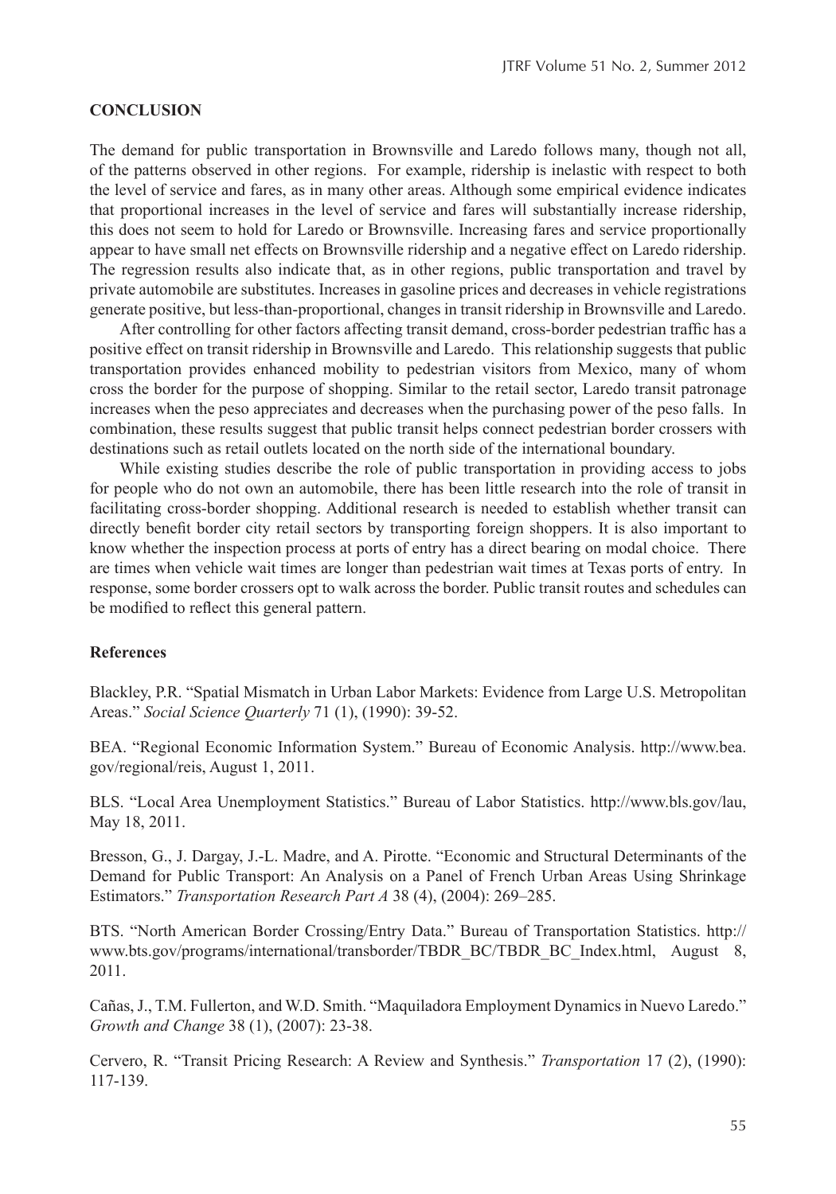## CONCLUSION

The demand for public transportation in Brownsville and Laredo follows many, though not all, of the patterns observed in other regions. For example, ridership is inelastic with respect to both the level of service and fares, as in many other areas. Although some empirical evidence indicates that proportional increases in the level of service and fares will substantially increase ridership, this does not seem to hold for Laredo or Brownsville. Increasing fares and service proportionally appear to have small net effects on Brownsville ridership and a negative effect on Laredo ridership. The regression results also indicate that, as in other regions, public transportation and travel by private automobile are substitutes. Increases in gasoline prices and decreases in vehicle registrations generate positive, but less-than-proportional, changes in transit ridership in Brownsville and Laredo.

After controlling for other factors affecting transit demand, cross-border pedestrian traffic has a positive effect on transit ridership in Brownsville and Laredo. This relationship suggests that public transportation provides enhanced mobility to pedestrian visitors from Mexico, many of whom cross the border for the purpose of shopping. Similar to the retail sector, Laredo transit patronage increases when the peso appreciates and decreases when the purchasing power of the peso falls. In combination, these results suggest that public transit helps connect pedestrian border crossers with destinations such as retail outlets located on the north side of the international boundary.

While existing studies describe the role of public transportation in providing access to jobs for people who do not own an automobile, there has been little research into the role of transit in facilitating cross-border shopping. Additional research is needed to establish whether transit can directly benefit border city retail sectors by transporting foreign shoppers. It is also important to know whether the inspection process at ports of entry has a direct bearing on modal choice. There are times when vehicle wait times are longer than pedestrian wait times at Texas ports of entry. In response, some border crossers opt to walk across the border. Public transit routes and schedules can be modified to reflect this general pattern.

### References

Blackley, P.R. "Spatial Mismatch in Urban Labor Markets: Evidence from Large U.S. Metropolitan Areas." *Social Science Quarterly* 71 (1), (1990): 39-52.

BEA. "Regional Economic Information System." Bureau of Economic Analysis. http://www.bea.gov/regional/reis, August 1, 2011.

BLS. "Local Area Unemployment Statistics." Bureau of Labor Statistics. http://www.bls.gov/lau, May 18, 2011.

Bresson, G., J. Dargay, J.-L. Madre, and A. Pirotte. "Economic and Structural Determinants of the Demand for Public Transport: An Analysis on a Panel of French Urban Areas Using Shrinkage Estimators." *Transportation Research Part A* 38 (4), (2004): 269–285.

BTS. "North American Border Crossing/Entry Data." Bureau of Transportation Statistics. http://www.bts.gov/programs/international/transborder/TBDR_BC/TBDR_BC_Index.html, August 8, 2011.

Cañas, J., T.M. Fullerton, and W.D. Smith. "Maquiladora Employment Dynamics in Nuevo Laredo." *Growth and Change* 38 (1), (2007): 23-38.

Cervero, R. "Transit Pricing Research: A Review and Synthesis." *Transportation* 17 (2), (1990): 117-139.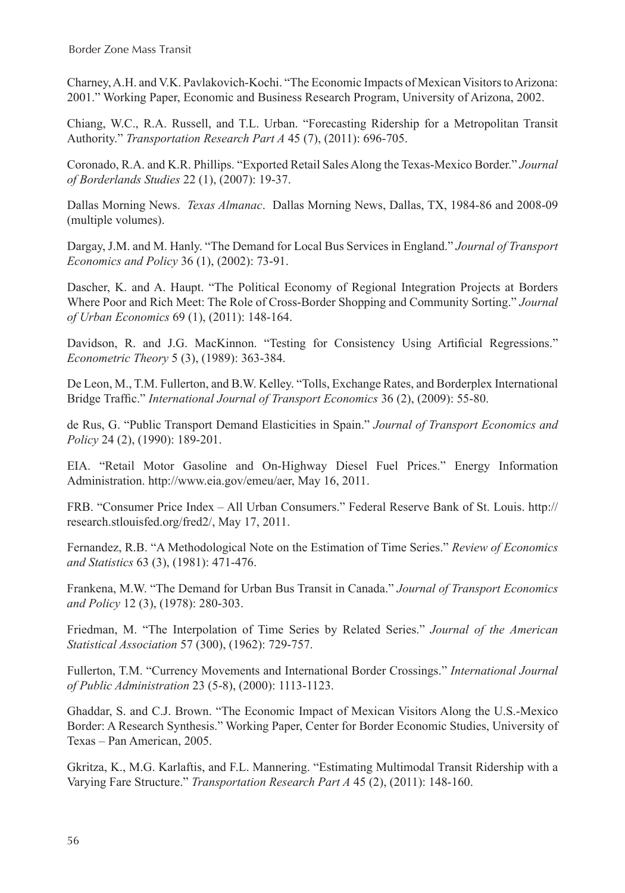Charney, A.H. and V.K. Pavlakovich-Kochi. "The Economic Impacts of Mexican Visitors to Arizona: 2001." Working Paper, Economic and Business Research Program, University of Arizona, 2002.

Chiang, W.C., R.A. Russell, and T.L. Urban. "Forecasting Ridership for a Metropolitan Transit Authority." *Transportation Research Part A* 45 (7), (2011): 696-705.

Coronado, R.A. and K.R. Phillips. "Exported Retail Sales Along the Texas-Mexico Border." *Journal of Borderlands Studies* 22 (1), (2007): 19-37.

Dallas Morning News. *Texas Almanac*. Dallas Morning News, Dallas, TX, 1984-86 and 2008-09 (multiple volumes).

Dargay, J.M. and M. Hanly. "The Demand for Local Bus Services in England." *Journal of Transport Economics and Policy* 36 (1), (2002): 73-91.

Dascher, K. and A. Haupt. "The Political Economy of Regional Integration Projects at Borders Where Poor and Rich Meet: The Role of Cross-Border Shopping and Community Sorting." *Journal of Urban Economics* 69 (1), (2011): 148-164.

Davidson, R. and J.G. MacKinnon. "Testing for Consistency Using Artificial Regressions." *Econometric Theory* 5 (3), (1989): 363-384.

De Leon, M., T.M. Fullerton, and B.W. Kelley. "Tolls, Exchange Rates, and Borderplex International Bridge Traffic." *International Journal of Transport Economics* 36 (2), (2009): 55-80.

de Rus, G. "Public Transport Demand Elasticities in Spain." *Journal of Transport Economics and Policy* 24 (2), (1990): 189-201.

EIA. "Retail Motor Gasoline and On-Highway Diesel Fuel Prices." Energy Information Administration. http://www.eia.gov/emeu/aer, May 16, 2011.

FRB. "Consumer Price Index – All Urban Consumers." Federal Reserve Bank of St. Louis. http://research.stlouisfed.org/fred2/, May 17, 2011.

Fernandez, R.B. "A Methodological Note on the Estimation of Time Series." *Review of Economics and Statistics* 63 (3), (1981): 471-476.

Frankena, M.W. "The Demand for Urban Bus Transit in Canada." *Journal of Transport Economics and Policy* 12 (3), (1978): 280-303.

Friedman, M. "The Interpolation of Time Series by Related Series." *Journal of the American Statistical Association* 57 (300), (1962): 729-757.

Fullerton, T.M. "Currency Movements and International Border Crossings." *International Journal of Public Administration* 23 (5-8), (2000): 1113-1123.

Ghaddar, S. and C.J. Brown. "The Economic Impact of Mexican Visitors Along the U.S.-Mexico Border: A Research Synthesis." Working Paper, Center for Border Economic Studies, University of Texas – Pan American, 2005.

Gkritza, K., M.G. Karlaftis, and F.L. Mannering. "Estimating Multimodal Transit Ridership with a Varying Fare Structure." *Transportation Research Part A* 45 (2), (2011): 148-160.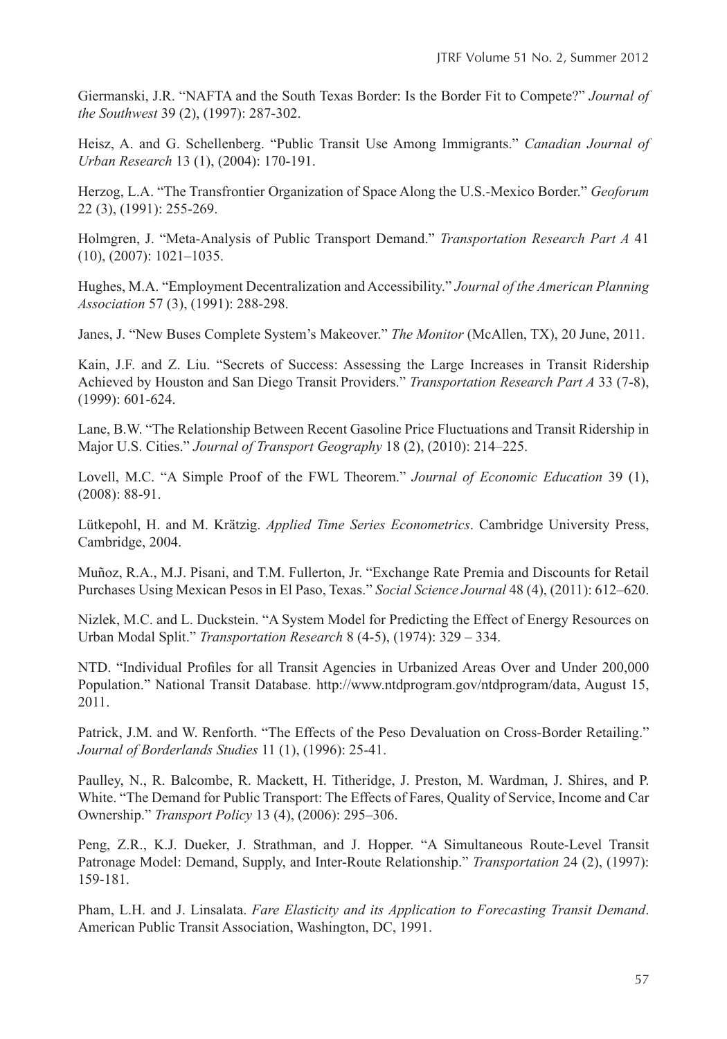Giermanski, J.R. "NAFTA and the South Texas Border: Is the Border Fit to Compete?" *Journal of the Southwest* 39 (2), (1997): 287-302.

Heisz, A. and G. Schellenberg. "Public Transit Use Among Immigrants." *Canadian Journal of Urban Research* 13 (1), (2004): 170-191.

Herzog, L.A. "The Transfrontier Organization of Space Along the U.S.-Mexico Border." *Geoforum* 22 (3), (1991): 255-269.

Holmgren, J. "Meta-Analysis of Public Transport Demand." *Transportation Research Part A* 41 (10), (2007): 1021–1035.

Hughes, M.A. "Employment Decentralization and Accessibility." *Journal of the American Planning Association* 57 (3), (1991): 288-298.

Janes, J. "New Buses Complete System's Makeover." *The Monitor* (McAllen, TX), 20 June, 2011.

Kain, J.F. and Z. Liu. "Secrets of Success: Assessing the Large Increases in Transit Ridership Achieved by Houston and San Diego Transit Providers." *Transportation Research Part A* 33 (7-8), (1999): 601-624.

Lane, B.W. "The Relationship Between Recent Gasoline Price Fluctuations and Transit Ridership in Major U.S. Cities." *Journal of Transport Geography* 18 (2), (2010): 214–225.

Lovell, M.C. "A Simple Proof of the FWL Theorem." *Journal of Economic Education* 39 (1), (2008): 88-91.

Lütkepohl, H. and M. Krätzig. *Applied Time Series Econometrics*. Cambridge University Press, Cambridge, 2004.

Muñoz, R.A., M.J. Pisani, and T.M. Fullerton, Jr. "Exchange Rate Premia and Discounts for Retail Purchases Using Mexican Pesos in El Paso, Texas." *Social Science Journal* 48 (4), (2011): 612–620.

Nizlek, M.C. and L. Duckstein. "A System Model for Predicting the Effect of Energy Resources on Urban Modal Split." *Transportation Research* 8 (4-5), (1974): 329 – 334.

NTD. "Individual Profiles for all Transit Agencies in Urbanized Areas Over and Under 200,000 Population." National Transit Database. http://www.ntdprogram.gov/ntdprogram/data, August 15, 2011.

Patrick, J.M. and W. Renforth. "The Effects of the Peso Devaluation on Cross-Border Retailing." *Journal of Borderlands Studies* 11 (1), (1996): 25-41.

Paulley, N., R. Balcombe, R. Mackett, H. Titheridge, J. Preston, M. Wardman, J. Shires, and P. White. "The Demand for Public Transport: The Effects of Fares, Quality of Service, Income and Car Ownership." *Transport Policy* 13 (4), (2006): 295–306.

Peng, Z.R., K.J. Dueker, J. Strathman, and J. Hopper. "A Simultaneous Route-Level Transit Patronage Model: Demand, Supply, and Inter-Route Relationship." *Transportation* 24 (2), (1997): 159-181.

Pham, L.H. and J. Linsalata. *Fare Elasticity and its Application to Forecasting Transit Demand*. American Public Transit Association, Washington, DC, 1991.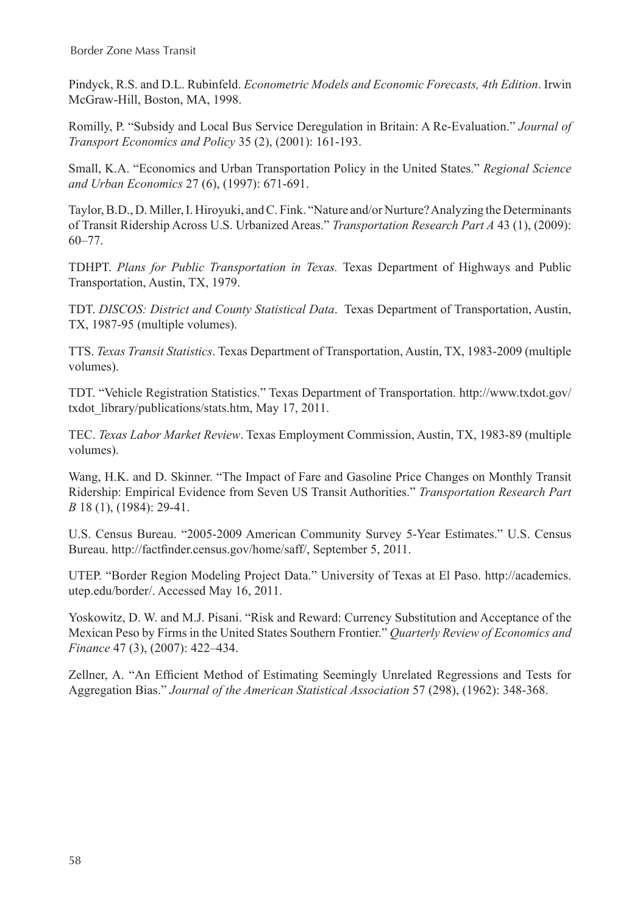Pindyck, R.S. and D.L. Rubinfeld. *Econometric Models and Economic Forecasts, 4th Edition*. Irwin McGraw-Hill, Boston, MA, 1998.

Romilly, P. "Subsidy and Local Bus Service Deregulation in Britain: A Re-Evaluation." *Journal of Transport Economics and Policy* 35 (2), (2001): 161-193.

Small, K.A. "Economics and Urban Transportation Policy in the United States." *Regional Science and Urban Economics* 27 (6), (1997): 671-691.

Taylor, B.D., D. Miller, I. Hiroyuki, and C. Fink. "Nature and/or Nurture? Analyzing the Determinants of Transit Ridership Across U.S. Urbanized Areas." *Transportation Research Part A* 43 (1), (2009): 60–77.

TDHPT. *Plans for Public Transportation in Texas.* Texas Department of Highways and Public Transportation, Austin, TX, 1979.

TDT. *DISCOS: District and County Statistical Data*. Texas Department of Transportation, Austin, TX, 1987-95 (multiple volumes).

TTS. *Texas Transit Statistics*. Texas Department of Transportation, Austin, TX, 1983-2009 (multiple volumes).

TDT. "Vehicle Registration Statistics." Texas Department of Transportation. http://www.txdot.gov/txdot_library/publications/stats.htm, May 17, 2011.

TEC. *Texas Labor Market Review*. Texas Employment Commission, Austin, TX, 1983-89 (multiple volumes).

Wang, H.K. and D. Skinner. "The Impact of Fare and Gasoline Price Changes on Monthly Transit Ridership: Empirical Evidence from Seven US Transit Authorities." *Transportation Research Part B* 18 (1), (1984): 29-41.

U.S. Census Bureau. "2005-2009 American Community Survey 5-Year Estimates." U.S. Census Bureau. http://factfinder.census.gov/home/saff/, September 5, 2011.

UTEP. "Border Region Modeling Project Data." University of Texas at El Paso. http://academics.utep.edu/border/. Accessed May 16, 2011.

Yoskowitz, D. W. and M.J. Pisani. "Risk and Reward: Currency Substitution and Acceptance of the Mexican Peso by Firms in the United States Southern Frontier." *Quarterly Review of Economics and Finance* 47 (3), (2007): 422–434.

Zellner, A. "An Efficient Method of Estimating Seemingly Unrelated Regressions and Tests for Aggregation Bias." *Journal of the American Statistical Association* 57 (298), (1962): 348-368.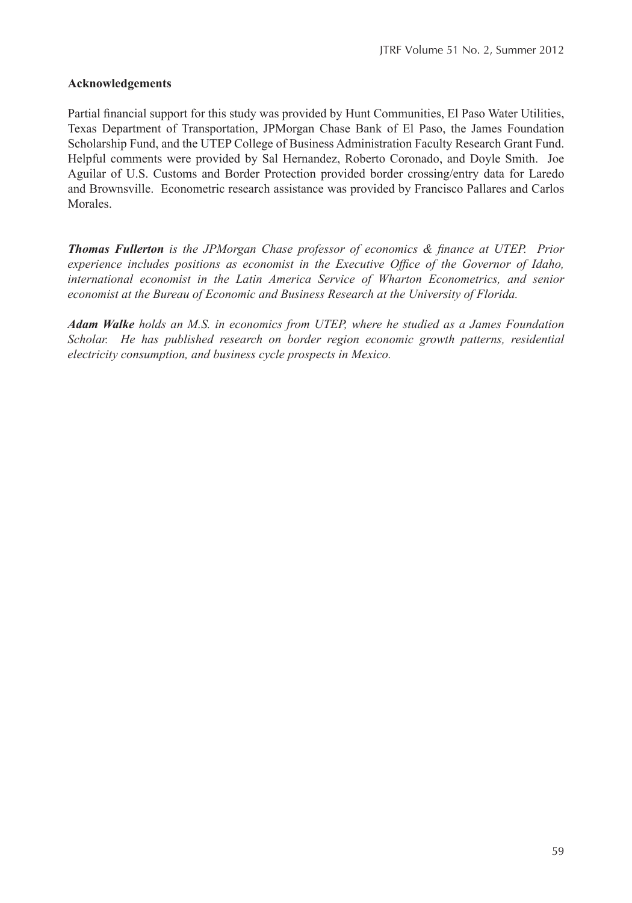## Acknowledgements

Partial financial support for this study was provided by Hunt Communities, El Paso Water Utilities, Texas Department of Transportation, JPMorgan Chase Bank of El Paso, the James Foundation Scholarship Fund, and the UTEP College of Business Administration Faculty Research Grant Fund. Helpful comments were provided by Sal Hernandez, Roberto Coronado, and Doyle Smith. Joe Aguilar of U.S. Customs and Border Protection provided border crossing/entry data for Laredo and Brownsville. Econometric research assistance was provided by Francisco Pallares and Carlos Morales.

***Thomas Fullerton*** *is the JPMorgan Chase professor of economics & finance at UTEP. Prior experience includes positions as economist in the Executive Office of the Governor of Idaho, international economist in the Latin America Service of Wharton Econometrics, and senior economist at the Bureau of Economic and Business Research at the University of Florida.*

***Adam Walke*** *holds an M.S. in economics from UTEP, where he studied as a James Foundation Scholar. He has published research on border region economic growth patterns, residential electricity consumption, and business cycle prospects in Mexico.*